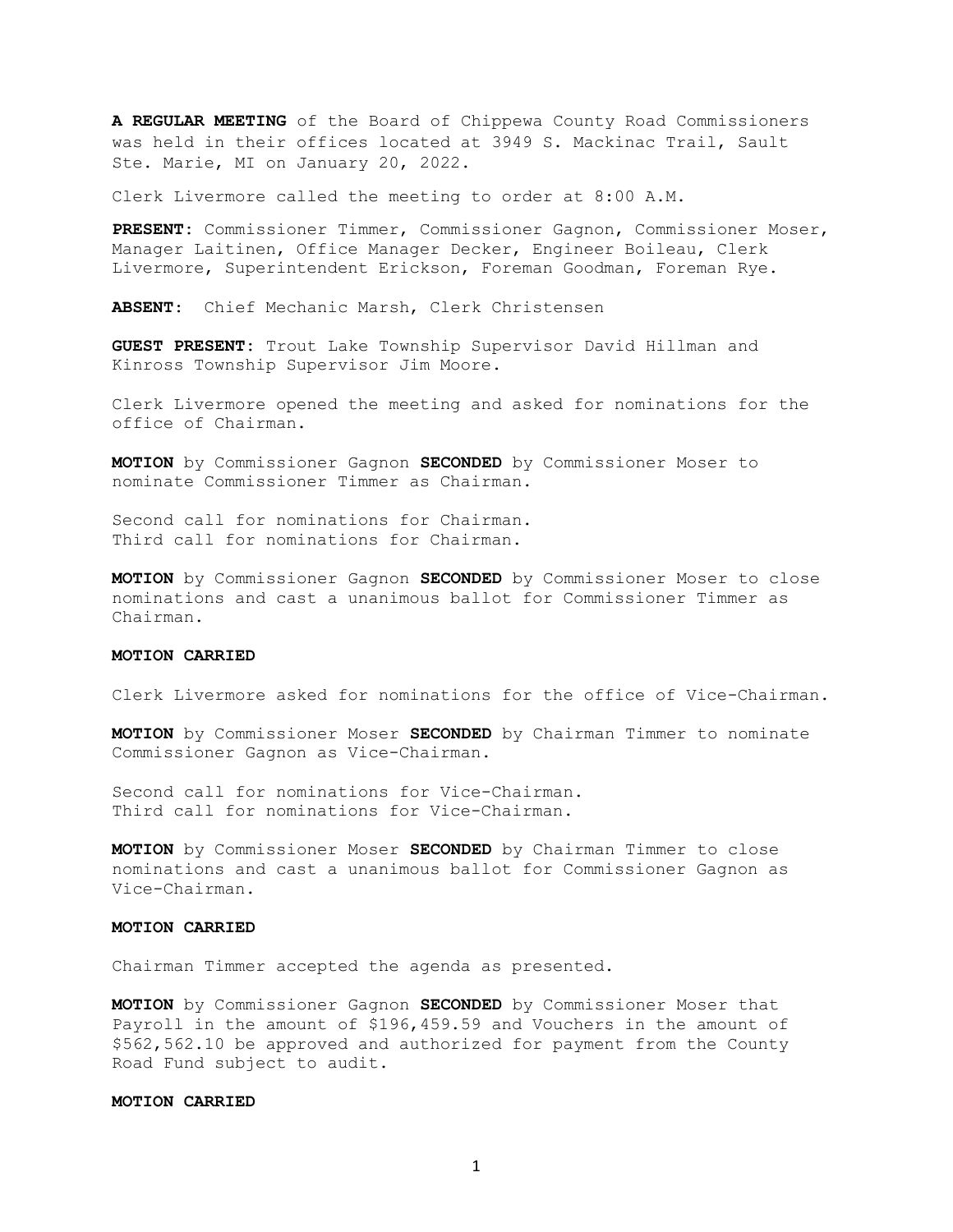**A REGULAR MEETING** of the Board of Chippewa County Road Commissioners was held in their offices located at 3949 S. Mackinac Trail, Sault Ste. Marie, MI on January 20, 2022.

Clerk Livermore called the meeting to order at 8:00 A.M.

**PRESENT:** Commissioner Timmer, Commissioner Gagnon, Commissioner Moser, Manager Laitinen, Office Manager Decker, Engineer Boileau, Clerk Livermore, Superintendent Erickson, Foreman Goodman, Foreman Rye.

**ABSENT:** Chief Mechanic Marsh, Clerk Christensen

**GUEST PRESENT:** Trout Lake Township Supervisor David Hillman and Kinross Township Supervisor Jim Moore.

Clerk Livermore opened the meeting and asked for nominations for the office of Chairman.

**MOTION** by Commissioner Gagnon **SECONDED** by Commissioner Moser to nominate Commissioner Timmer as Chairman.

Second call for nominations for Chairman.
Third call for nominations for Chairman.

**MOTION** by Commissioner Gagnon **SECONDED** by Commissioner Moser to close nominations and cast a unanimous ballot for Commissioner Timmer as Chairman.

**MOTION CARRIED**

Clerk Livermore asked for nominations for the office of Vice-Chairman.

**MOTION** by Commissioner Moser **SECONDED** by Chairman Timmer to nominate Commissioner Gagnon as Vice-Chairman.

Second call for nominations for Vice-Chairman.
Third call for nominations for Vice-Chairman.

**MOTION** by Commissioner Moser **SECONDED** by Chairman Timmer to close nominations and cast a unanimous ballot for Commissioner Gagnon as Vice-Chairman.

**MOTION CARRIED**

Chairman Timmer accepted the agenda as presented.

**MOTION** by Commissioner Gagnon **SECONDED** by Commissioner Moser that Payroll in the amount of $196,459.59 and Vouchers in the amount of $562,562.10 be approved and authorized for payment from the County Road Fund subject to audit.

**MOTION CARRIED**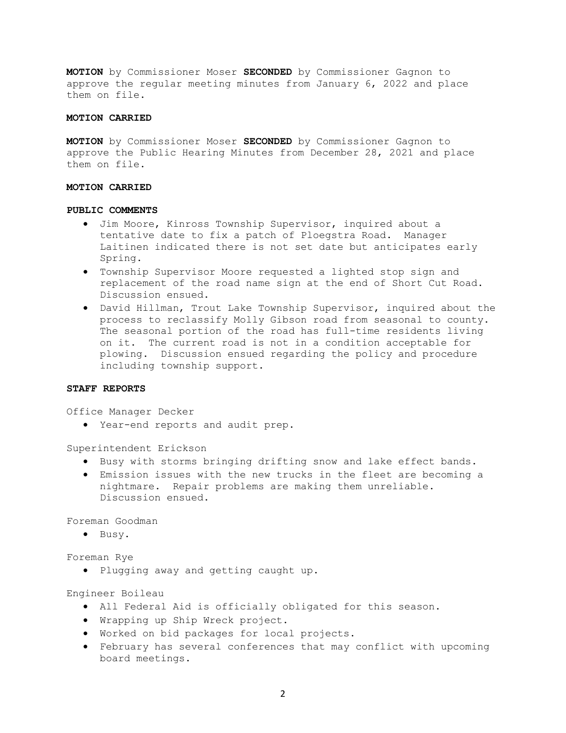**MOTION** by Commissioner Moser **SECONDED** by Commissioner Gagnon to approve the regular meeting minutes from January 6, 2022 and place them on file.

**MOTION CARRIED**

**MOTION** by Commissioner Moser **SECONDED** by Commissioner Gagnon to approve the Public Hearing Minutes from December 28, 2021 and place them on file.

**MOTION CARRIED**

**PUBLIC COMMENTS**

- Jim Moore, Kinross Township Supervisor, inquired about a tentative date to fix a patch of Ploegstra Road. Manager Laitinen indicated there is not set date but anticipates early Spring.
- Township Supervisor Moore requested a lighted stop sign and replacement of the road name sign at the end of Short Cut Road. Discussion ensued.
- David Hillman, Trout Lake Township Supervisor, inquired about the process to reclassify Molly Gibson road from seasonal to county. The seasonal portion of the road has full-time residents living on it. The current road is not in a condition acceptable for plowing. Discussion ensued regarding the policy and procedure including township support.

**STAFF REPORTS**

Office Manager Decker

- Year-end reports and audit prep.

Superintendent Erickson

- Busy with storms bringing drifting snow and lake effect bands.
- Emission issues with the new trucks in the fleet are becoming a nightmare. Repair problems are making them unreliable. Discussion ensued.

Foreman Goodman

- Busy.

Foreman Rye

- Plugging away and getting caught up.

Engineer Boileau

- All Federal Aid is officially obligated for this season.
- Wrapping up Ship Wreck project.
- Worked on bid packages for local projects.
- February has several conferences that may conflict with upcoming board meetings.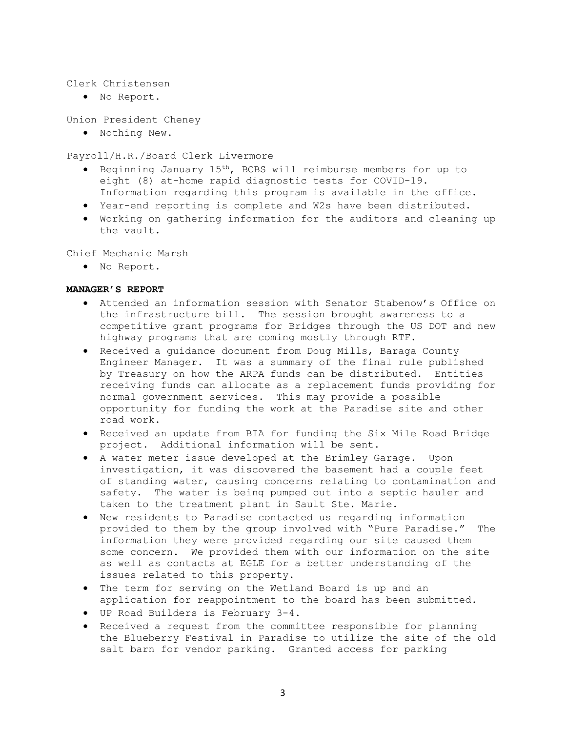Clerk Christensen

- No Report.

Union President Cheney

- Nothing New.

Payroll/H.R./Board Clerk Livermore

- Beginning January 15th, BCBS will reimburse members for up to eight (8) at-home rapid diagnostic tests for COVID-19. Information regarding this program is available in the office.
- Year-end reporting is complete and W2s have been distributed.
- Working on gathering information for the auditors and cleaning up the vault.

Chief Mechanic Marsh

- No Report.

**MANAGER'S REPORT**

- Attended an information session with Senator Stabenow's Office on the infrastructure bill. The session brought awareness to a competitive grant programs for Bridges through the US DOT and new highway programs that are coming mostly through RTF.
- Received a guidance document from Doug Mills, Baraga County Engineer Manager. It was a summary of the final rule published by Treasury on how the ARPA funds can be distributed. Entities receiving funds can allocate as a replacement funds providing for normal government services. This may provide a possible opportunity for funding the work at the Paradise site and other road work.
- Received an update from BIA for funding the Six Mile Road Bridge project. Additional information will be sent.
- A water meter issue developed at the Brimley Garage. Upon investigation, it was discovered the basement had a couple feet of standing water, causing concerns relating to contamination and safety. The water is being pumped out into a septic hauler and taken to the treatment plant in Sault Ste. Marie.
- New residents to Paradise contacted us regarding information provided to them by the group involved with "Pure Paradise." The information they were provided regarding our site caused them some concern. We provided them with our information on the site as well as contacts at EGLE for a better understanding of the issues related to this property.
- The term for serving on the Wetland Board is up and an application for reappointment to the board has been submitted.
- UP Road Builders is February 3-4.
- Received a request from the committee responsible for planning the Blueberry Festival in Paradise to utilize the site of the old salt barn for vendor parking. Granted access for parking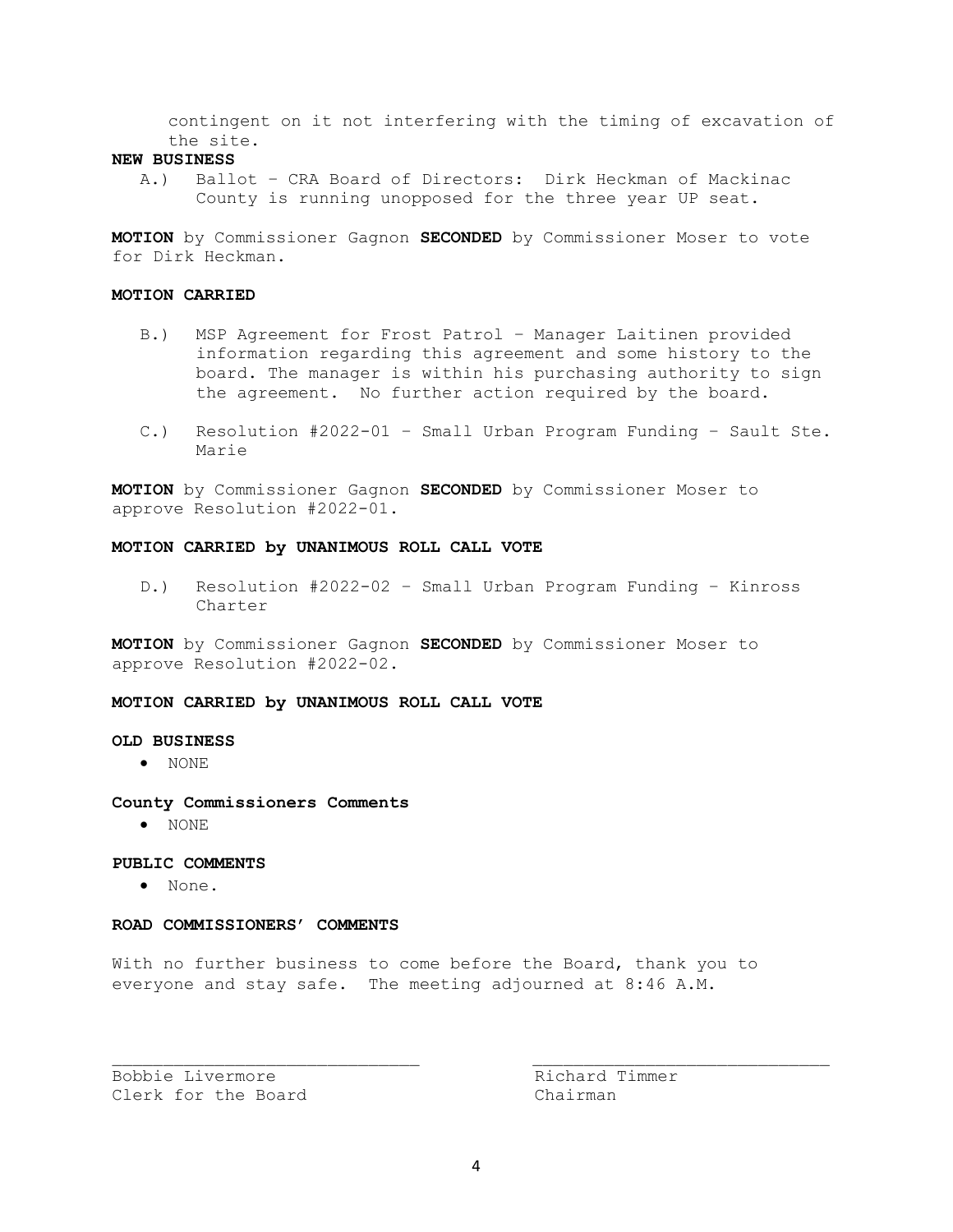contingent on it not interfering with the timing of excavation of the site.

**NEW BUSINESS**

A.) Ballot – CRA Board of Directors: Dirk Heckman of Mackinac County is running unopposed for the three year UP seat.

**MOTION** by Commissioner Gagnon **SECONDED** by Commissioner Moser to vote for Dirk Heckman.

**MOTION CARRIED**

B.) MSP Agreement for Frost Patrol – Manager Laitinen provided information regarding this agreement and some history to the board. The manager is within his purchasing authority to sign the agreement. No further action required by the board.

C.) Resolution #2022-01 – Small Urban Program Funding – Sault Ste. Marie

**MOTION** by Commissioner Gagnon **SECONDED** by Commissioner Moser to approve Resolution #2022-01.

**MOTION CARRIED by UNANIMOUS ROLL CALL VOTE**

D.) Resolution #2022-02 – Small Urban Program Funding – Kinross Charter

**MOTION** by Commissioner Gagnon **SECONDED** by Commissioner Moser to approve Resolution #2022-02.

**MOTION CARRIED by UNANIMOUS ROLL CALL VOTE**

**OLD BUSINESS**

- NONE

**County Commissioners Comments**

- NONE

**PUBLIC COMMENTS**

- None.

**ROAD COMMISSIONERS' COMMENTS**

With no further business to come before the Board, thank you to everyone and stay safe. The meeting adjourned at 8:46 A.M.

\_\_\_\_\_\_\_\_\_\_\_\_\_\_\_\_\_\_\_\_\_\_\_\_\_\_\_\_\_\_
Bobbie Livermore
Clerk for the Board

\_\_\_\_\_\_\_\_\_\_\_\_\_\_\_\_\_\_\_\_\_\_\_\_\_\_\_\_\_\_
Richard Timmer
Chairman